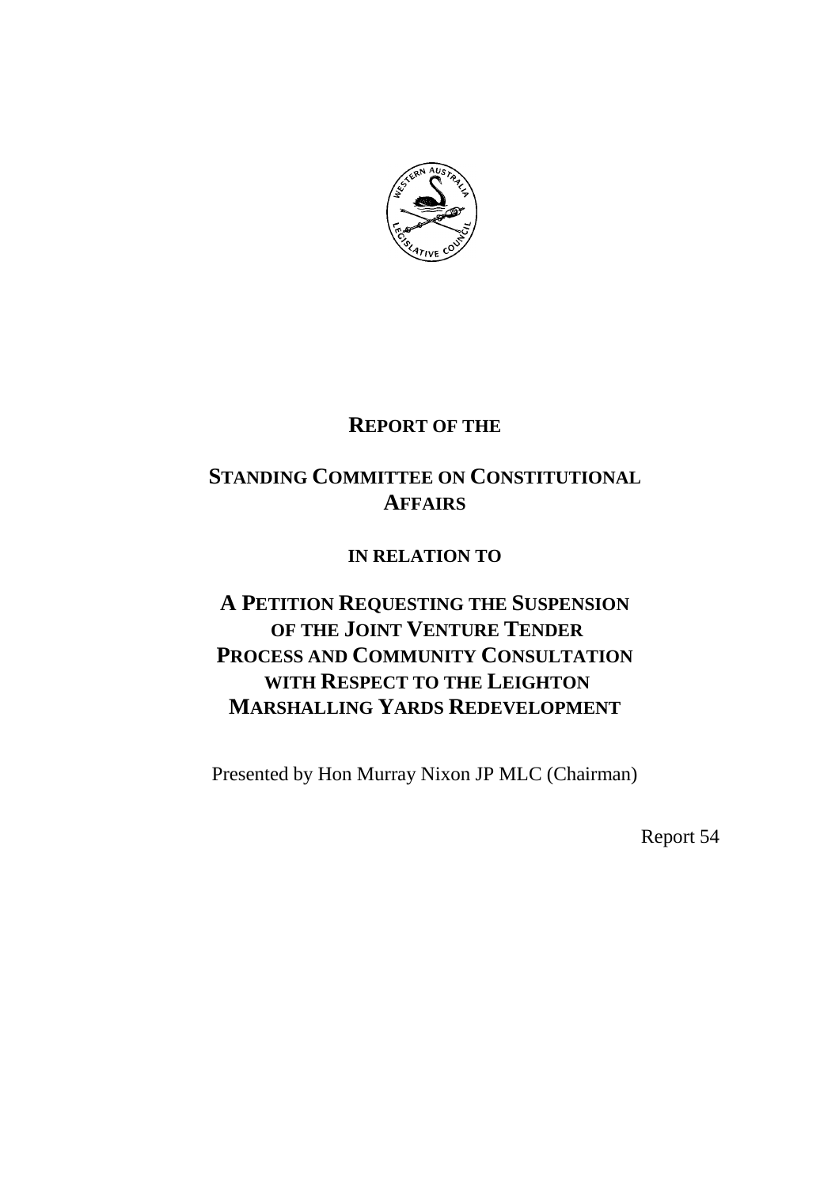**REPORT OF THE**

# STANDING COMMITTEE ON CONSTITUTIONAL AFFAIRS

**IN RELATION TO**

# A PETITION REQUESTING THE SUSPENSION OF THE JOINT VENTURE TENDER PROCESS AND COMMUNITY CONSULTATION WITH RESPECT TO THE LEIGHTON MARSHALLING YARDS REDEVELOPMENT

Presented by Hon Murray Nixon JP MLC (Chairman)

Report 54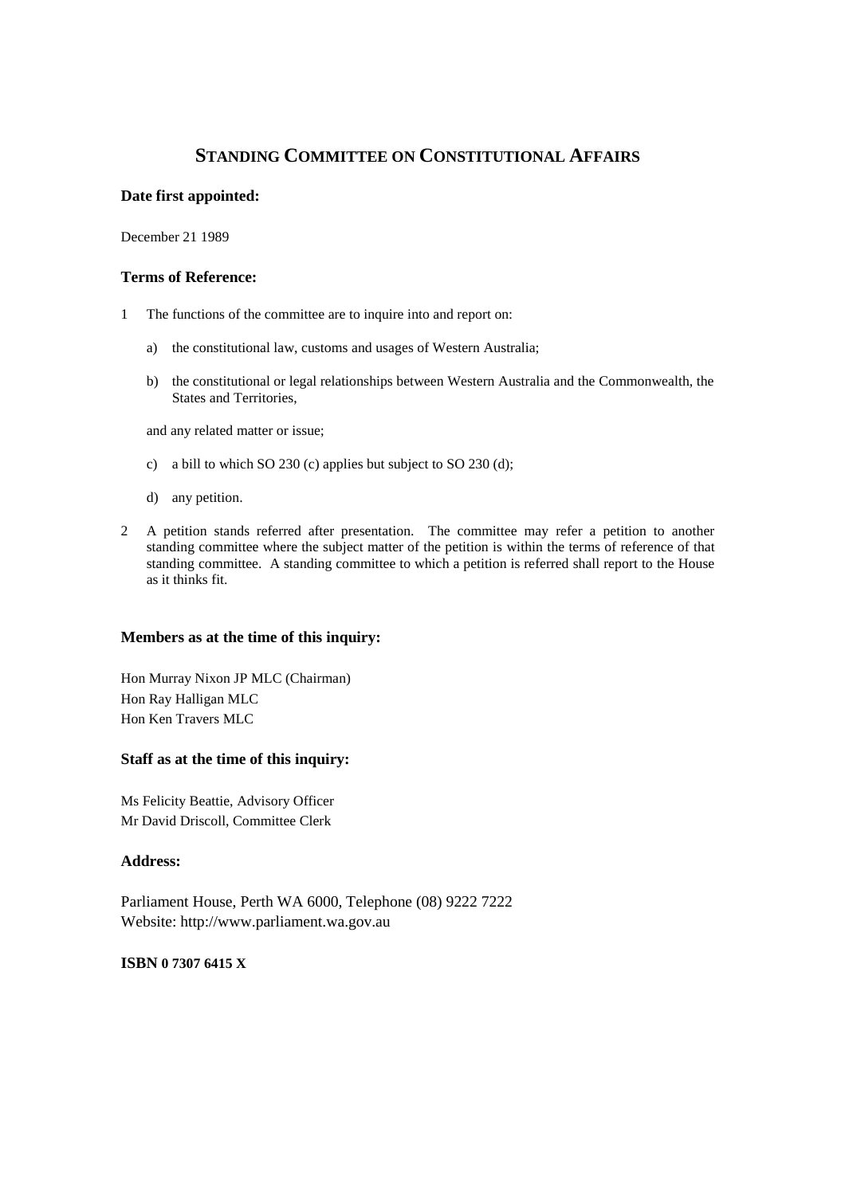# STANDING COMMITTEE ON CONSTITUTIONAL AFFAIRS

### Date first appointed:

December 21 1989

### Terms of Reference:

1 The functions of the committee are to inquire into and report on:

   a) the constitutional law, customs and usages of Western Australia;

   b) the constitutional or legal relationships between Western Australia and the Commonwealth, the States and Territories,

   and any related matter or issue;

   c) a bill to which SO 230 (c) applies but subject to SO 230 (d);

   d) any petition.

2 A petition stands referred after presentation. The committee may refer a petition to another standing committee where the subject matter of the petition is within the terms of reference of that standing committee. A standing committee to which a petition is referred shall report to the House as it thinks fit.

### Members as at the time of this inquiry:

Hon Murray Nixon JP MLC (Chairman)
Hon Ray Halligan MLC
Hon Ken Travers MLC

### Staff as at the time of this inquiry:

Ms Felicity Beattie, Advisory Officer
Mr David Driscoll, Committee Clerk

### Address:

Parliament House, Perth WA 6000, Telephone (08) 9222 7222
Website: http://www.parliament.wa.gov.au

**ISBN 0 7307 6415 X**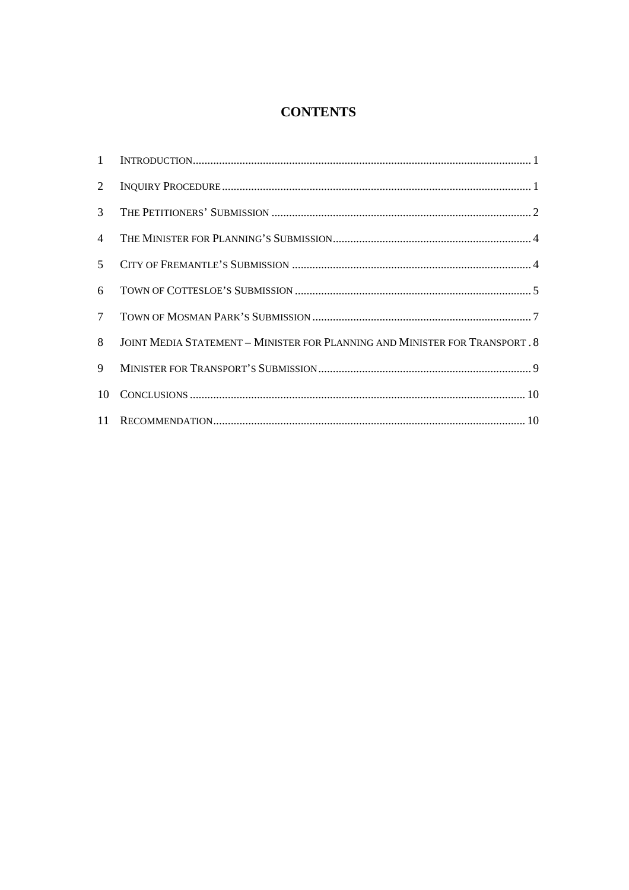# CONTENTS

| | | |
|---|---|---|
| 1 | INTRODUCTION | 1 |
| 2 | INQUIRY PROCEDURE | 1 |
| 3 | THE PETITIONERS' SUBMISSION | 2 |
| 4 | THE MINISTER FOR PLANNING'S SUBMISSION | 4 |
| 5 | CITY OF FREMANTLE'S SUBMISSION | 4 |
| 6 | TOWN OF COTTESLOE'S SUBMISSION | 5 |
| 7 | TOWN OF MOSMAN PARK'S SUBMISSION | 7 |
| 8 | JOINT MEDIA STATEMENT – MINISTER FOR PLANNING AND MINISTER FOR TRANSPORT | 8 |
| 9 | MINISTER FOR TRANSPORT'S SUBMISSION | 9 |
| 10 | CONCLUSIONS | 10 |
| 11 | RECOMMENDATION | 10 |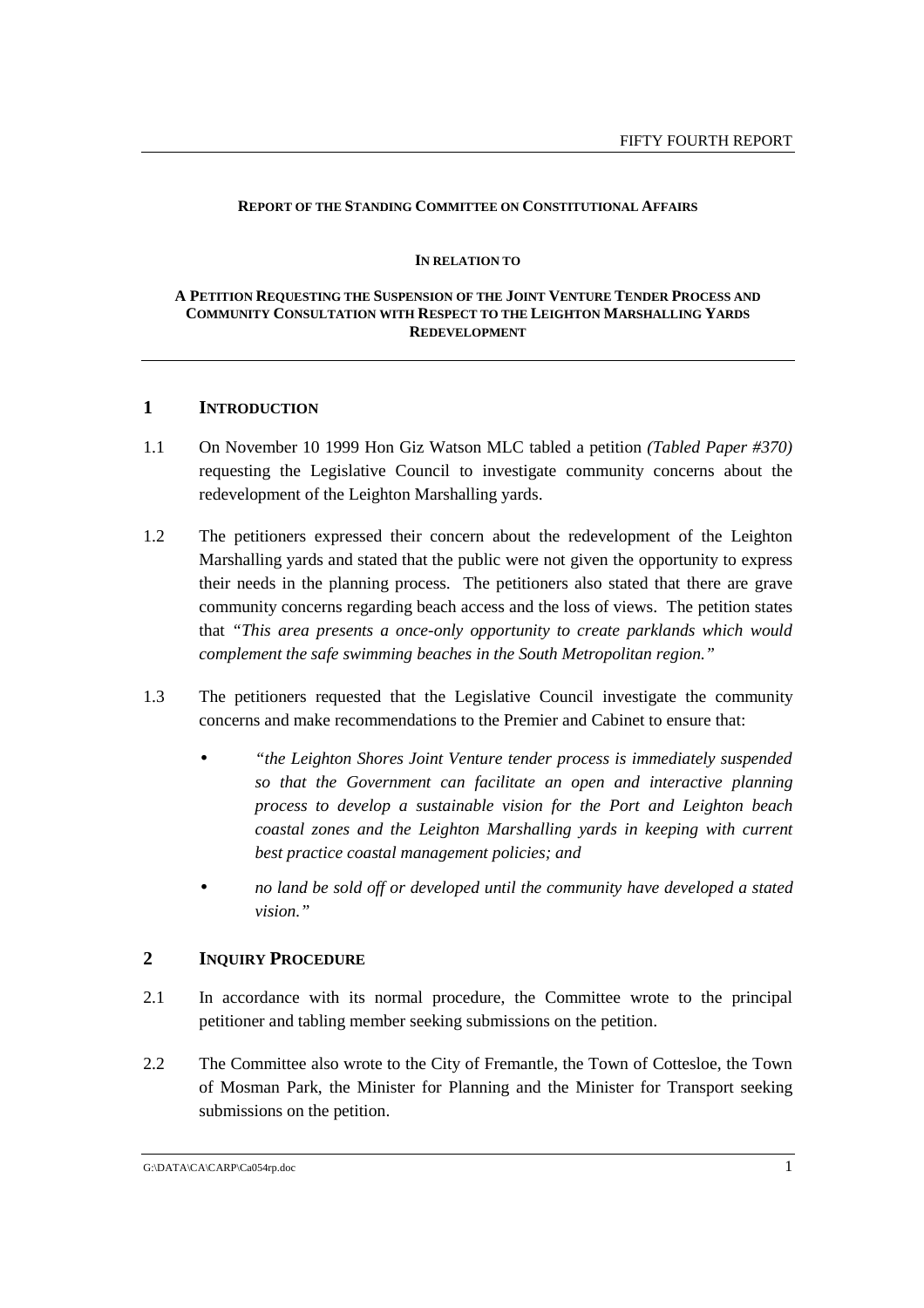**REPORT OF THE STANDING COMMITTEE ON CONSTITUTIONAL AFFAIRS**

**IN RELATION TO**

**A PETITION REQUESTING THE SUSPENSION OF THE JOINT VENTURE TENDER PROCESS AND COMMUNITY CONSULTATION WITH RESPECT TO THE LEIGHTON MARSHALLING YARDS REDEVELOPMENT**

## 1 INTRODUCTION

1.1 On November 10 1999 Hon Giz Watson MLC tabled a petition *(Tabled Paper #370)* requesting the Legislative Council to investigate community concerns about the redevelopment of the Leighton Marshalling yards.

1.2 The petitioners expressed their concern about the redevelopment of the Leighton Marshalling yards and stated that the public were not given the opportunity to express their needs in the planning process. The petitioners also stated that there are grave community concerns regarding beach access and the loss of views. The petition states that *"This area presents a once-only opportunity to create parklands which would complement the safe swimming beaches in the South Metropolitan region."*

1.3 The petitioners requested that the Legislative Council investigate the community concerns and make recommendations to the Premier and Cabinet to ensure that:

- *"the Leighton Shores Joint Venture tender process is immediately suspended so that the Government can facilitate an open and interactive planning process to develop a sustainable vision for the Port and Leighton beach coastal zones and the Leighton Marshalling yards in keeping with current best practice coastal management policies; and*
- *no land be sold off or developed until the community have developed a stated vision."*

## 2 INQUIRY PROCEDURE

2.1 In accordance with its normal procedure, the Committee wrote to the principal petitioner and tabling member seeking submissions on the petition.

2.2 The Committee also wrote to the City of Fremantle, the Town of Cottesloe, the Town of Mosman Park, the Minister for Planning and the Minister for Transport seeking submissions on the petition.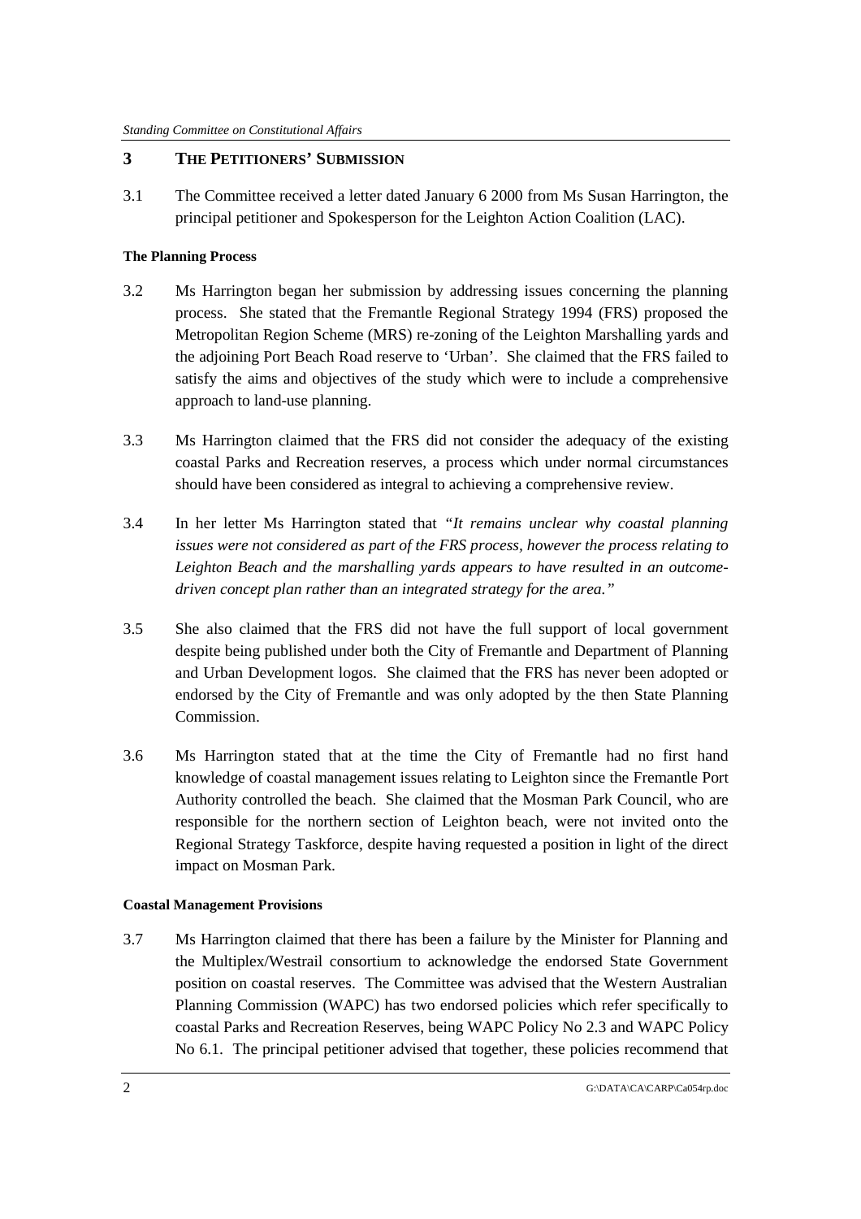## 3 THE PETITIONERS' SUBMISSION

3.1 The Committee received a letter dated January 6 2000 from Ms Susan Harrington, the principal petitioner and Spokesperson for the Leighton Action Coalition (LAC).

### The Planning Process

3.2 Ms Harrington began her submission by addressing issues concerning the planning process. She stated that the Fremantle Regional Strategy 1994 (FRS) proposed the Metropolitan Region Scheme (MRS) re-zoning of the Leighton Marshalling yards and the adjoining Port Beach Road reserve to 'Urban'. She claimed that the FRS failed to satisfy the aims and objectives of the study which were to include a comprehensive approach to land-use planning.

3.3 Ms Harrington claimed that the FRS did not consider the adequacy of the existing coastal Parks and Recreation reserves, a process which under normal circumstances should have been considered as integral to achieving a comprehensive review.

3.4 In her letter Ms Harrington stated that *"It remains unclear why coastal planning issues were not considered as part of the FRS process, however the process relating to Leighton Beach and the marshalling yards appears to have resulted in an outcome-driven concept plan rather than an integrated strategy for the area."*

3.5 She also claimed that the FRS did not have the full support of local government despite being published under both the City of Fremantle and Department of Planning and Urban Development logos. She claimed that the FRS has never been adopted or endorsed by the City of Fremantle and was only adopted by the then State Planning Commission.

3.6 Ms Harrington stated that at the time the City of Fremantle had no first hand knowledge of coastal management issues relating to Leighton since the Fremantle Port Authority controlled the beach. She claimed that the Mosman Park Council, who are responsible for the northern section of Leighton beach, were not invited onto the Regional Strategy Taskforce, despite having requested a position in light of the direct impact on Mosman Park.

### Coastal Management Provisions

3.7 Ms Harrington claimed that there has been a failure by the Minister for Planning and the Multiplex/Westrail consortium to acknowledge the endorsed State Government position on coastal reserves. The Committee was advised that the Western Australian Planning Commission (WAPC) has two endorsed policies which refer specifically to coastal Parks and Recreation Reserves, being WAPC Policy No 2.3 and WAPC Policy No 6.1. The principal petitioner advised that together, these policies recommend that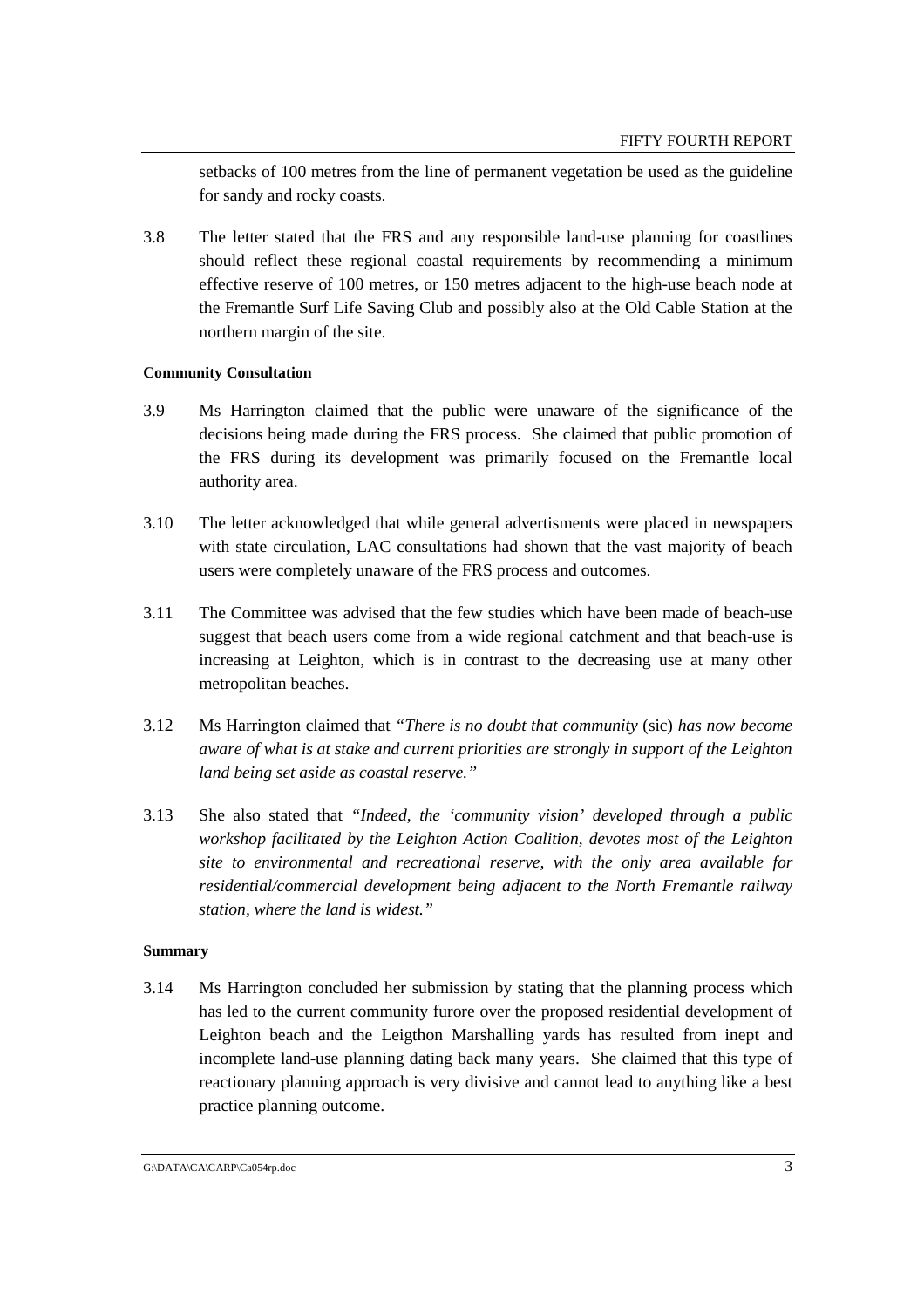setbacks of 100 metres from the line of permanent vegetation be used as the guideline for sandy and rocky coasts.

3.8 The letter stated that the FRS and any responsible land-use planning for coastlines should reflect these regional coastal requirements by recommending a minimum effective reserve of 100 metres, or 150 metres adjacent to the high-use beach node at the Fremantle Surf Life Saving Club and possibly also at the Old Cable Station at the northern margin of the site.

**Community Consultation**

3.9 Ms Harrington claimed that the public were unaware of the significance of the decisions being made during the FRS process. She claimed that public promotion of the FRS during its development was primarily focused on the Fremantle local authority area.

3.10 The letter acknowledged that while general advertisments were placed in newspapers with state circulation, LAC consultations had shown that the vast majority of beach users were completely unaware of the FRS process and outcomes.

3.11 The Committee was advised that the few studies which have been made of beach-use suggest that beach users come from a wide regional catchment and that beach-use is increasing at Leighton, which is in contrast to the decreasing use at many other metropolitan beaches.

3.12 Ms Harrington claimed that *"There is no doubt that community* (sic) *has now become aware of what is at stake and current priorities are strongly in support of the Leighton land being set aside as coastal reserve."*

3.13 She also stated that *"Indeed, the 'community vision' developed through a public workshop facilitated by the Leighton Action Coalition, devotes most of the Leighton site to environmental and recreational reserve, with the only area available for residential/commercial development being adjacent to the North Fremantle railway station, where the land is widest."*

**Summary**

3.14 Ms Harrington concluded her submission by stating that the planning process which has led to the current community furore over the proposed residential development of Leighton beach and the Leigthon Marshalling yards has resulted from inept and incomplete land-use planning dating back many years. She claimed that this type of reactionary planning approach is very divisive and cannot lead to anything like a best practice planning outcome.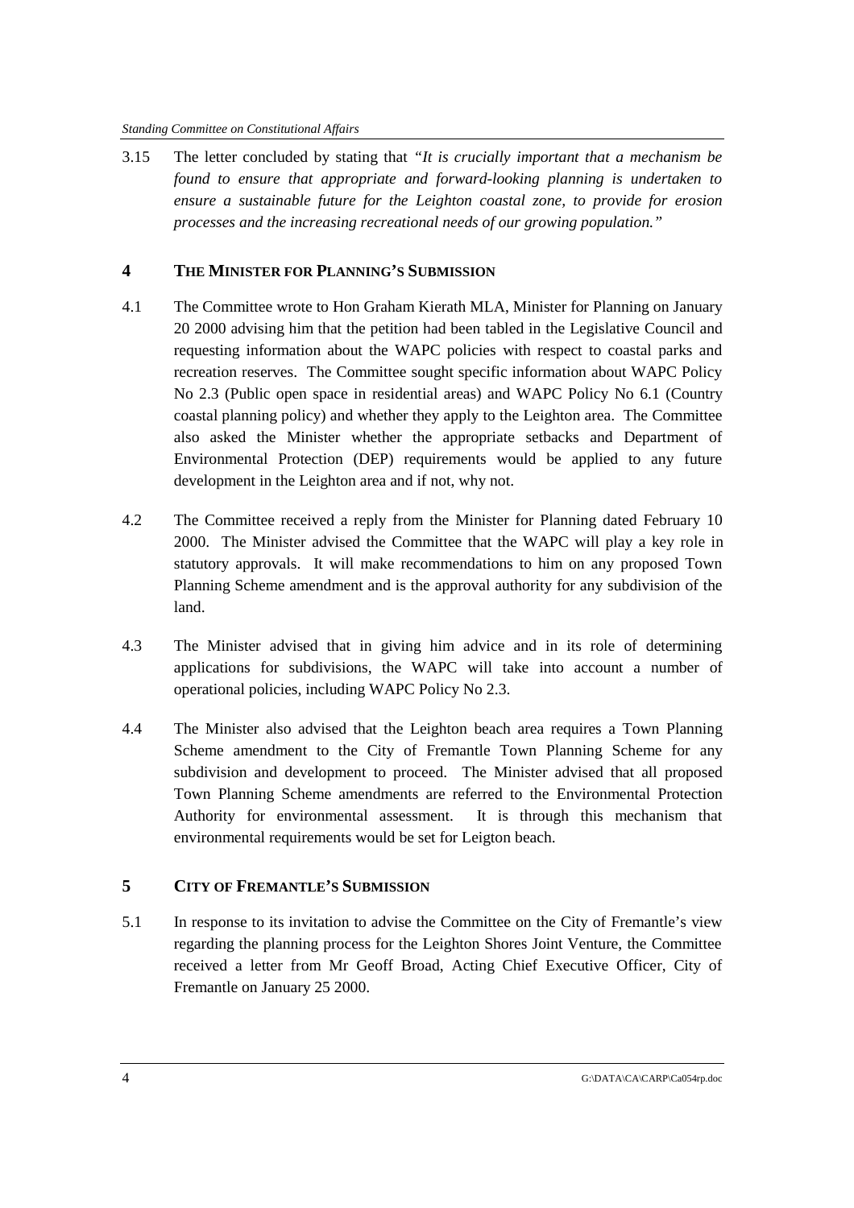3.15 The letter concluded by stating that *"It is crucially important that a mechanism be found to ensure that appropriate and forward-looking planning is undertaken to ensure a sustainable future for the Leighton coastal zone, to provide for erosion processes and the increasing recreational needs of our growing population."*

## 4 THE MINISTER FOR PLANNING'S SUBMISSION

4.1 The Committee wrote to Hon Graham Kierath MLA, Minister for Planning on January 20 2000 advising him that the petition had been tabled in the Legislative Council and requesting information about the WAPC policies with respect to coastal parks and recreation reserves. The Committee sought specific information about WAPC Policy No 2.3 (Public open space in residential areas) and WAPC Policy No 6.1 (Country coastal planning policy) and whether they apply to the Leighton area. The Committee also asked the Minister whether the appropriate setbacks and Department of Environmental Protection (DEP) requirements would be applied to any future development in the Leighton area and if not, why not.

4.2 The Committee received a reply from the Minister for Planning dated February 10 2000. The Minister advised the Committee that the WAPC will play a key role in statutory approvals. It will make recommendations to him on any proposed Town Planning Scheme amendment and is the approval authority for any subdivision of the land.

4.3 The Minister advised that in giving him advice and in its role of determining applications for subdivisions, the WAPC will take into account a number of operational policies, including WAPC Policy No 2.3.

4.4 The Minister also advised that the Leighton beach area requires a Town Planning Scheme amendment to the City of Fremantle Town Planning Scheme for any subdivision and development to proceed. The Minister advised that all proposed Town Planning Scheme amendments are referred to the Environmental Protection Authority for environmental assessment. It is through this mechanism that environmental requirements would be set for Leigton beach.

## 5 CITY OF FREMANTLE'S SUBMISSION

5.1 In response to its invitation to advise the Committee on the City of Fremantle's view regarding the planning process for the Leighton Shores Joint Venture, the Committee received a letter from Mr Geoff Broad, Acting Chief Executive Officer, City of Fremantle on January 25 2000.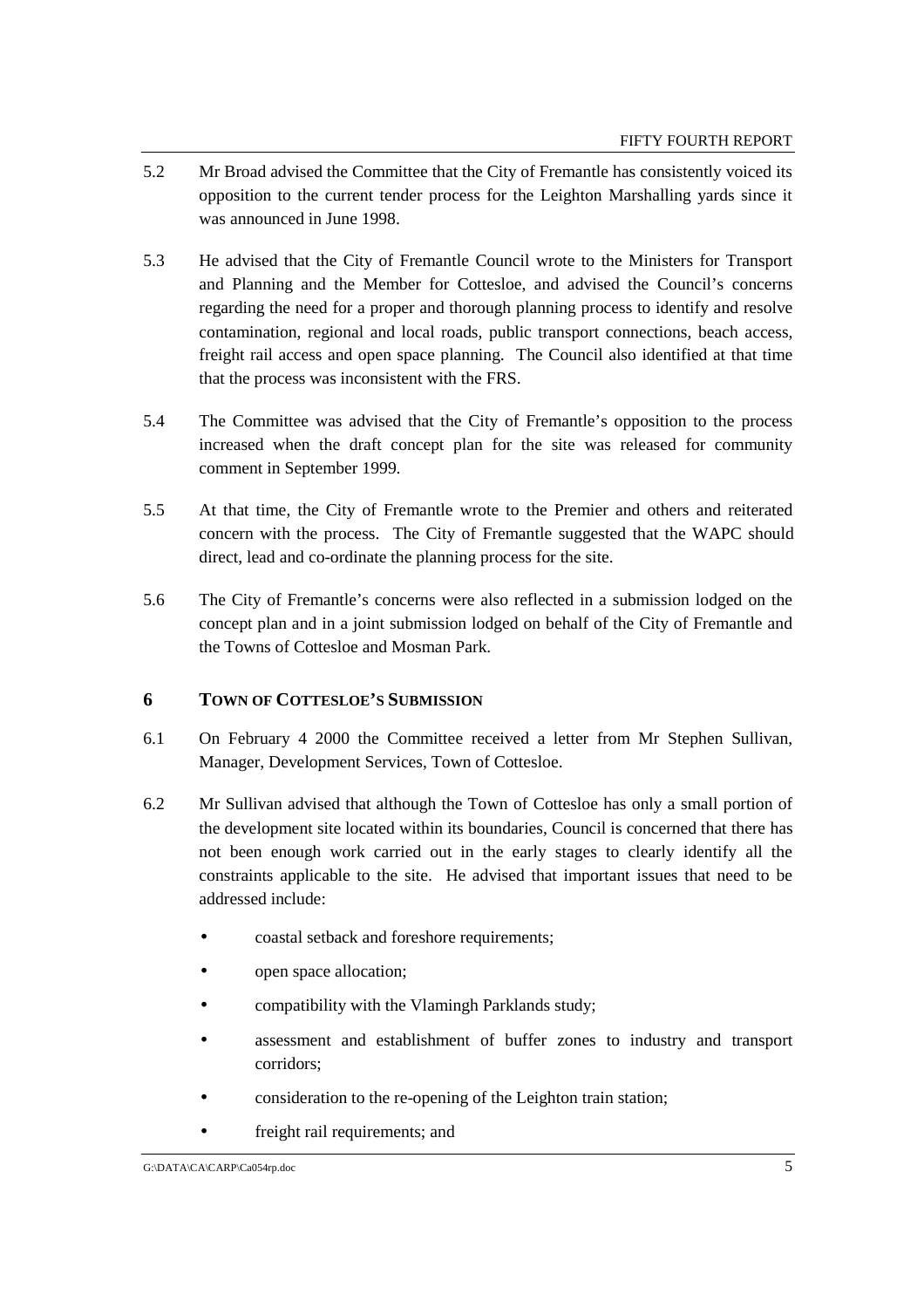5.2 Mr Broad advised the Committee that the City of Fremantle has consistently voiced its opposition to the current tender process for the Leighton Marshalling yards since it was announced in June 1998.

5.3 He advised that the City of Fremantle Council wrote to the Ministers for Transport and Planning and the Member for Cottesloe, and advised the Council's concerns regarding the need for a proper and thorough planning process to identify and resolve contamination, regional and local roads, public transport connections, beach access, freight rail access and open space planning. The Council also identified at that time that the process was inconsistent with the FRS.

5.4 The Committee was advised that the City of Fremantle's opposition to the process increased when the draft concept plan for the site was released for community comment in September 1999.

5.5 At that time, the City of Fremantle wrote to the Premier and others and reiterated concern with the process. The City of Fremantle suggested that the WAPC should direct, lead and co-ordinate the planning process for the site.

5.6 The City of Fremantle's concerns were also reflected in a submission lodged on the concept plan and in a joint submission lodged on behalf of the City of Fremantle and the Towns of Cottesloe and Mosman Park.

## 6 TOWN OF COTTESLOE'S SUBMISSION

6.1 On February 4 2000 the Committee received a letter from Mr Stephen Sullivan, Manager, Development Services, Town of Cottesloe.

6.2 Mr Sullivan advised that although the Town of Cottesloe has only a small portion of the development site located within its boundaries, Council is concerned that there has not been enough work carried out in the early stages to clearly identify all the constraints applicable to the site. He advised that important issues that need to be addressed include:

- coastal setback and foreshore requirements;
- open space allocation;
- compatibility with the Vlamingh Parklands study;
- assessment and establishment of buffer zones to industry and transport corridors;
- consideration to the re-opening of the Leighton train station;
- freight rail requirements; and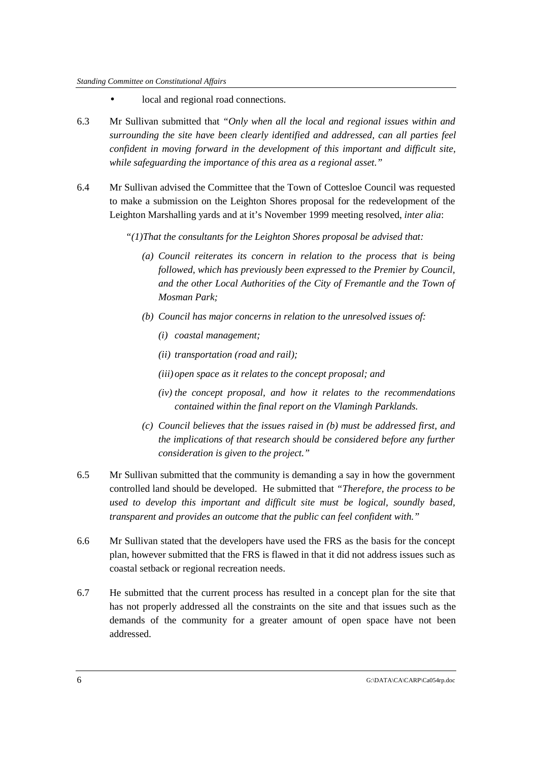- local and regional road connections.

6.3 Mr Sullivan submitted that *"Only when all the local and regional issues within and surrounding the site have been clearly identified and addressed, can all parties feel confident in moving forward in the development of this important and difficult site, while safeguarding the importance of this area as a regional asset."*

6.4 Mr Sullivan advised the Committee that the Town of Cottesloe Council was requested to make a submission on the Leighton Shores proposal for the redevelopment of the Leighton Marshalling yards and at it's November 1999 meeting resolved, *inter alia*:

> *"(1)That the consultants for the Leighton Shores proposal be advised that:*
>
> *(a) Council reiterates its concern in relation to the process that is being followed, which has previously been expressed to the Premier by Council, and the other Local Authorities of the City of Fremantle and the Town of Mosman Park;*
>
> *(b) Council has major concerns in relation to the unresolved issues of:*
>
> *(i) coastal management;*
>
> *(ii) transportation (road and rail);*
>
> *(iii) open space as it relates to the concept proposal; and*
>
> *(iv) the concept proposal, and how it relates to the recommendations contained within the final report on the Vlamingh Parklands.*
>
> *(c) Council believes that the issues raised in (b) must be addressed first, and the implications of that research should be considered before any further consideration is given to the project."*

6.5 Mr Sullivan submitted that the community is demanding a say in how the government controlled land should be developed. He submitted that *"Therefore, the process to be used to develop this important and difficult site must be logical, soundly based, transparent and provides an outcome that the public can feel confident with."*

6.6 Mr Sullivan stated that the developers have used the FRS as the basis for the concept plan, however submitted that the FRS is flawed in that it did not address issues such as coastal setback or regional recreation needs.

6.7 He submitted that the current process has resulted in a concept plan for the site that has not properly addressed all the constraints on the site and that issues such as the demands of the community for a greater amount of open space have not been addressed.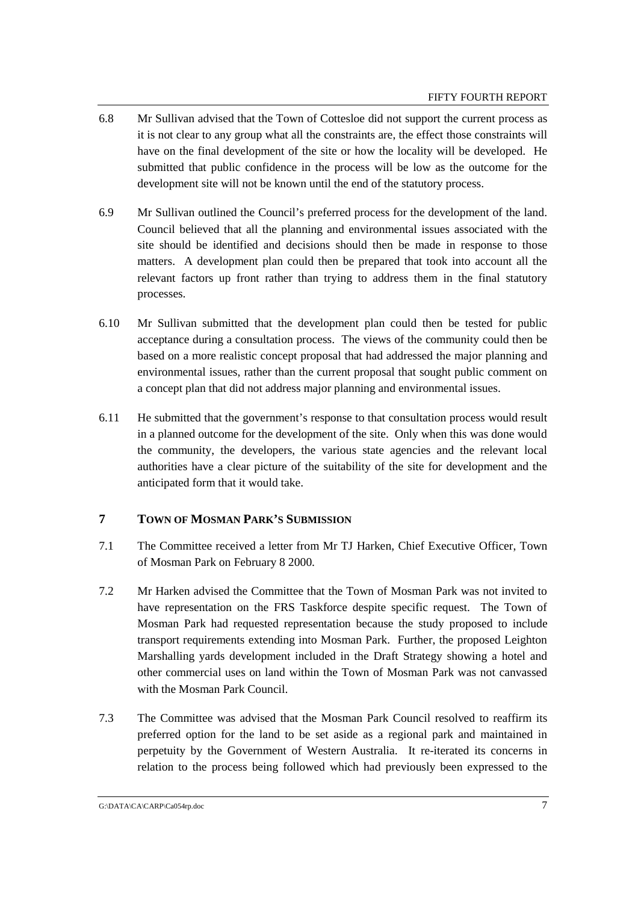6.8 Mr Sullivan advised that the Town of Cottesloe did not support the current process as it is not clear to any group what all the constraints are, the effect those constraints will have on the final development of the site or how the locality will be developed. He submitted that public confidence in the process will be low as the outcome for the development site will not be known until the end of the statutory process.

6.9 Mr Sullivan outlined the Council's preferred process for the development of the land. Council believed that all the planning and environmental issues associated with the site should be identified and decisions should then be made in response to those matters. A development plan could then be prepared that took into account all the relevant factors up front rather than trying to address them in the final statutory processes.

6.10 Mr Sullivan submitted that the development plan could then be tested for public acceptance during a consultation process. The views of the community could then be based on a more realistic concept proposal that had addressed the major planning and environmental issues, rather than the current proposal that sought public comment on a concept plan that did not address major planning and environmental issues.

6.11 He submitted that the government's response to that consultation process would result in a planned outcome for the development of the site. Only when this was done would the community, the developers, the various state agencies and the relevant local authorities have a clear picture of the suitability of the site for development and the anticipated form that it would take.

## 7 TOWN OF MOSMAN PARK'S SUBMISSION

7.1 The Committee received a letter from Mr TJ Harken, Chief Executive Officer, Town of Mosman Park on February 8 2000.

7.2 Mr Harken advised the Committee that the Town of Mosman Park was not invited to have representation on the FRS Taskforce despite specific request. The Town of Mosman Park had requested representation because the study proposed to include transport requirements extending into Mosman Park. Further, the proposed Leighton Marshalling yards development included in the Draft Strategy showing a hotel and other commercial uses on land within the Town of Mosman Park was not canvassed with the Mosman Park Council.

7.3 The Committee was advised that the Mosman Park Council resolved to reaffirm its preferred option for the land to be set aside as a regional park and maintained in perpetuity by the Government of Western Australia. It re-iterated its concerns in relation to the process being followed which had previously been expressed to the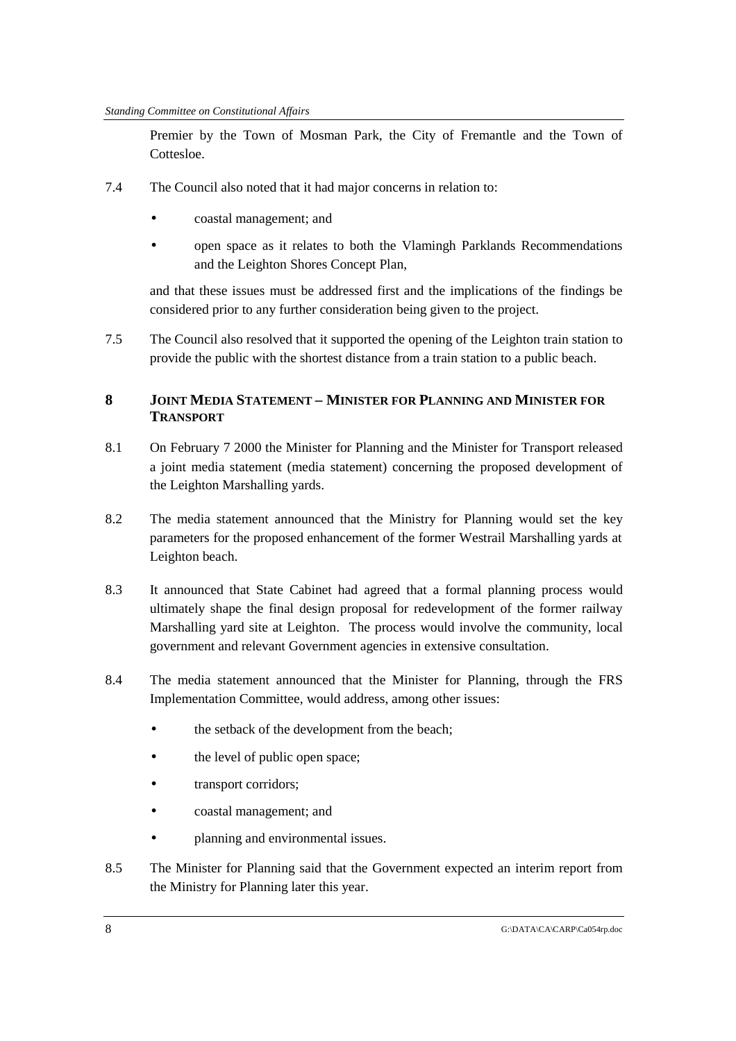Premier by the Town of Mosman Park, the City of Fremantle and the Town of Cottesloe.

7.4 The Council also noted that it had major concerns in relation to:

- coastal management; and
- open space as it relates to both the Vlamingh Parklands Recommendations and the Leighton Shores Concept Plan,

and that these issues must be addressed first and the implications of the findings be considered prior to any further consideration being given to the project.

7.5 The Council also resolved that it supported the opening of the Leighton train station to provide the public with the shortest distance from a train station to a public beach.

## 8 JOINT MEDIA STATEMENT – MINISTER FOR PLANNING AND MINISTER FOR TRANSPORT

8.1 On February 7 2000 the Minister for Planning and the Minister for Transport released a joint media statement (media statement) concerning the proposed development of the Leighton Marshalling yards.

8.2 The media statement announced that the Ministry for Planning would set the key parameters for the proposed enhancement of the former Westrail Marshalling yards at Leighton beach.

8.3 It announced that State Cabinet had agreed that a formal planning process would ultimately shape the final design proposal for redevelopment of the former railway Marshalling yard site at Leighton. The process would involve the community, local government and relevant Government agencies in extensive consultation.

8.4 The media statement announced that the Minister for Planning, through the FRS Implementation Committee, would address, among other issues:

- the setback of the development from the beach;
- the level of public open space;
- transport corridors;
- coastal management; and
- planning and environmental issues.

8.5 The Minister for Planning said that the Government expected an interim report from the Ministry for Planning later this year.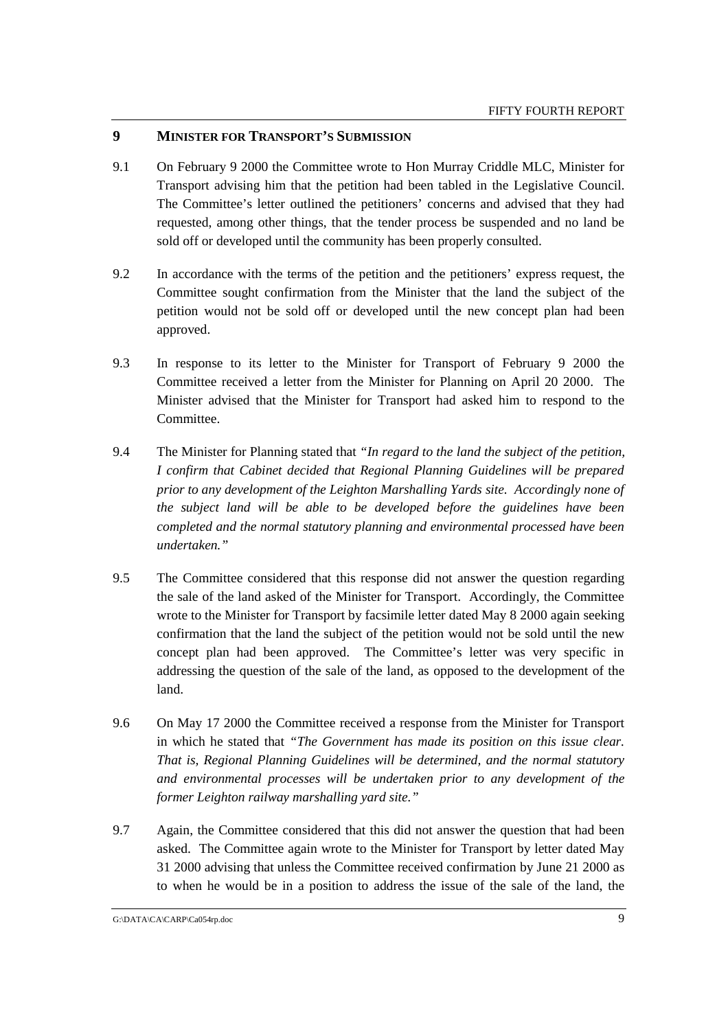## 9 MINISTER FOR TRANSPORT'S SUBMISSION

9.1 On February 9 2000 the Committee wrote to Hon Murray Criddle MLC, Minister for Transport advising him that the petition had been tabled in the Legislative Council. The Committee's letter outlined the petitioners' concerns and advised that they had requested, among other things, that the tender process be suspended and no land be sold off or developed until the community has been properly consulted.

9.2 In accordance with the terms of the petition and the petitioners' express request, the Committee sought confirmation from the Minister that the land the subject of the petition would not be sold off or developed until the new concept plan had been approved.

9.3 In response to its letter to the Minister for Transport of February 9 2000 the Committee received a letter from the Minister for Planning on April 20 2000. The Minister advised that the Minister for Transport had asked him to respond to the Committee.

9.4 The Minister for Planning stated that *"In regard to the land the subject of the petition, I confirm that Cabinet decided that Regional Planning Guidelines will be prepared prior to any development of the Leighton Marshalling Yards site. Accordingly none of the subject land will be able to be developed before the guidelines have been completed and the normal statutory planning and environmental processed have been undertaken."*

9.5 The Committee considered that this response did not answer the question regarding the sale of the land asked of the Minister for Transport. Accordingly, the Committee wrote to the Minister for Transport by facsimile letter dated May 8 2000 again seeking confirmation that the land the subject of the petition would not be sold until the new concept plan had been approved. The Committee's letter was very specific in addressing the question of the sale of the land, as opposed to the development of the land.

9.6 On May 17 2000 the Committee received a response from the Minister for Transport in which he stated that *"The Government has made its position on this issue clear. That is, Regional Planning Guidelines will be determined, and the normal statutory and environmental processes will be undertaken prior to any development of the former Leighton railway marshalling yard site."*

9.7 Again, the Committee considered that this did not answer the question that had been asked. The Committee again wrote to the Minister for Transport by letter dated May 31 2000 advising that unless the Committee received confirmation by June 21 2000 as to when he would be in a position to address the issue of the sale of the land, the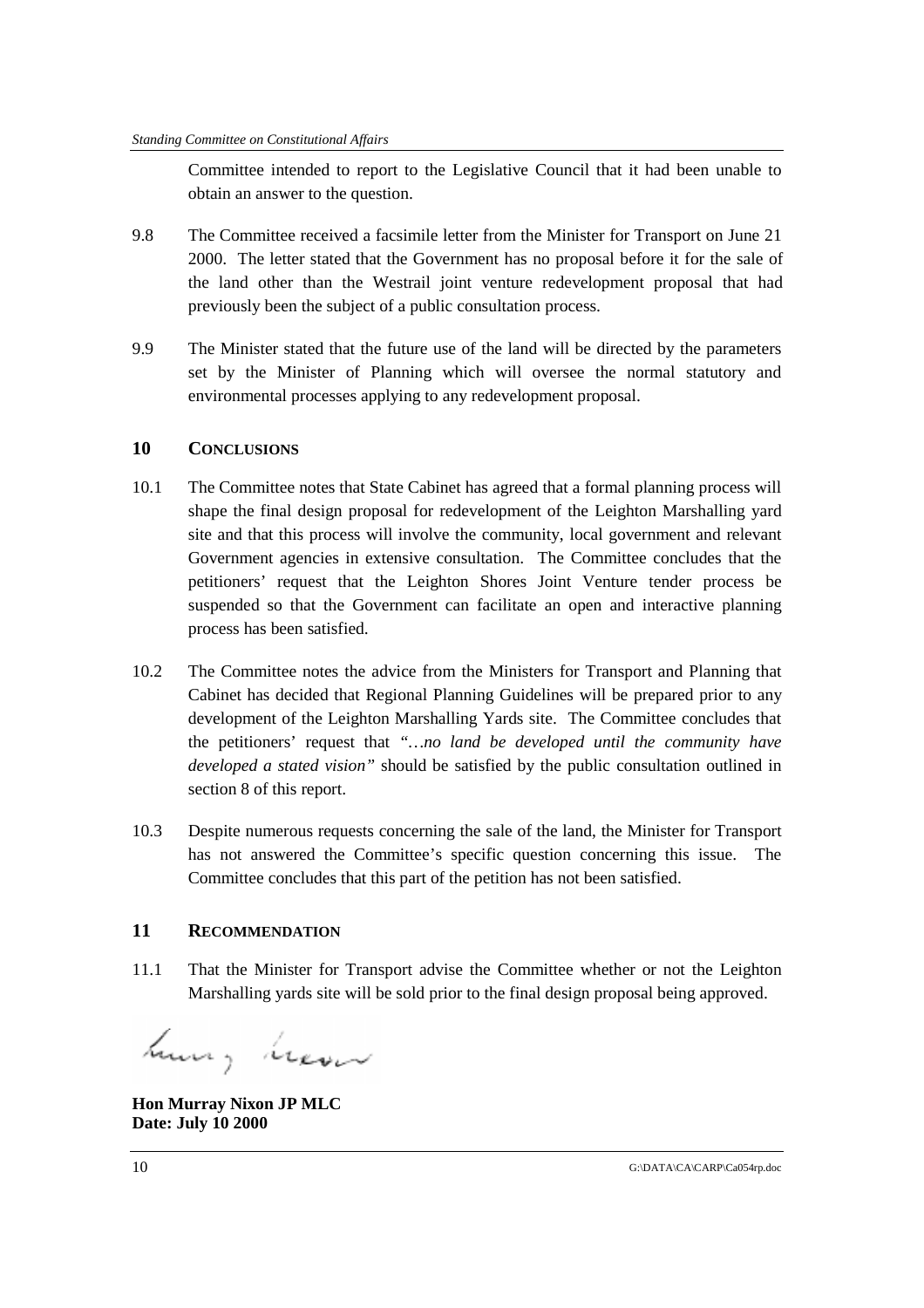Committee intended to report to the Legislative Council that it had been unable to obtain an answer to the question.

9.8 The Committee received a facsimile letter from the Minister for Transport on June 21 2000. The letter stated that the Government has no proposal before it for the sale of the land other than the Westrail joint venture redevelopment proposal that had previously been the subject of a public consultation process.

9.9 The Minister stated that the future use of the land will be directed by the parameters set by the Minister of Planning which will oversee the normal statutory and environmental processes applying to any redevelopment proposal.

## 10 CONCLUSIONS

10.1 The Committee notes that State Cabinet has agreed that a formal planning process will shape the final design proposal for redevelopment of the Leighton Marshalling yard site and that this process will involve the community, local government and relevant Government agencies in extensive consultation. The Committee concludes that the petitioners' request that the Leighton Shores Joint Venture tender process be suspended so that the Government can facilitate an open and interactive planning process has been satisfied.

10.2 The Committee notes the advice from the Ministers for Transport and Planning that Cabinet has decided that Regional Planning Guidelines will be prepared prior to any development of the Leighton Marshalling Yards site. The Committee concludes that the petitioners' request that *"…no land be developed until the community have developed a stated vision"* should be satisfied by the public consultation outlined in section 8 of this report.

10.3 Despite numerous requests concerning the sale of the land, the Minister for Transport has not answered the Committee's specific question concerning this issue. The Committee concludes that this part of the petition has not been satisfied.

## 11 RECOMMENDATION

11.1 That the Minister for Transport advise the Committee whether or not the Leighton Marshalling yards site will be sold prior to the final design proposal being approved.

**Hon Murray Nixon JP MLC**
**Date: July 10 2000**